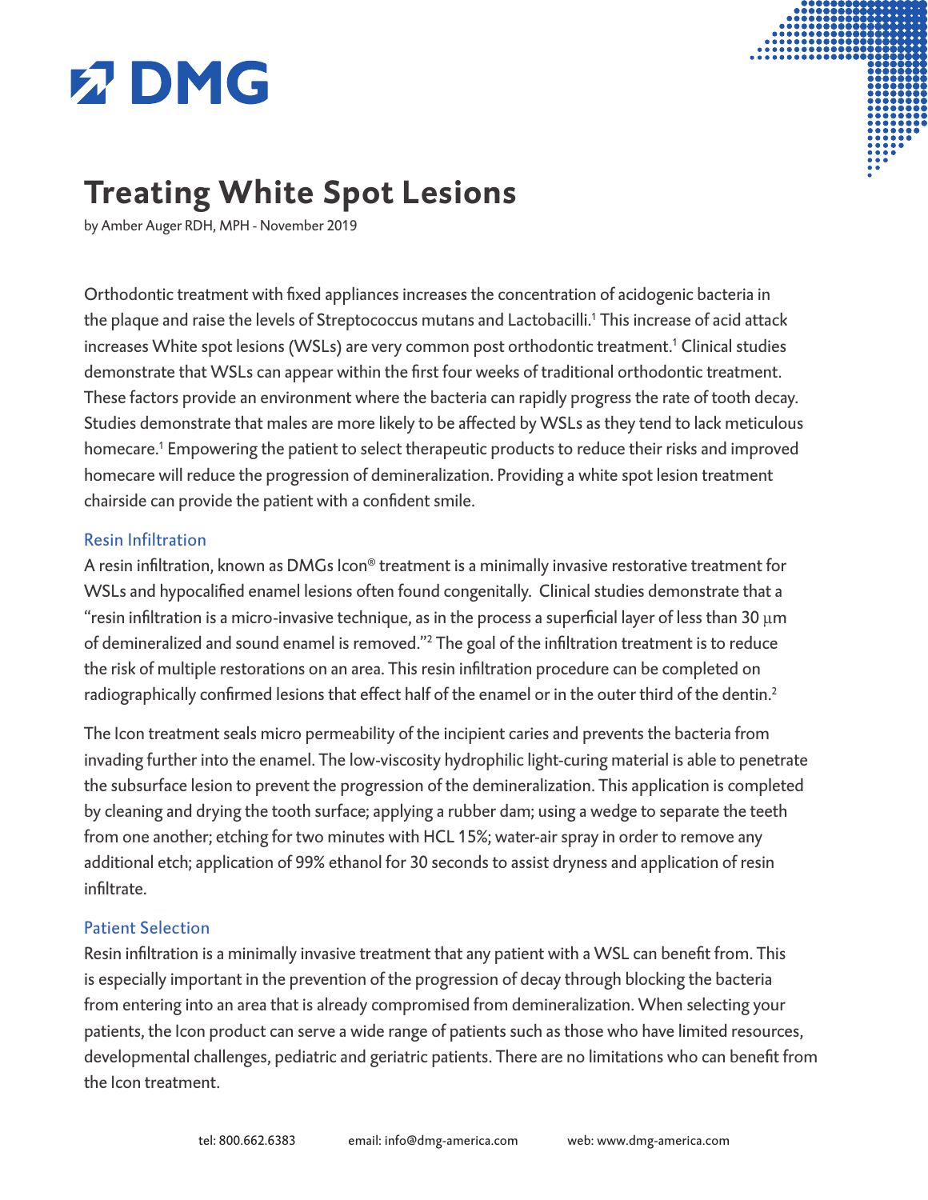# DMG

# Treating White Spot Lesions

by Amber Auger RDH, MPH - November 2019

Orthodontic treatment with fixed appliances increases the concentration of acidogenic bacteria in the plaque and raise the levels of Streptococcus mutans and Lactobacilli.[1] This increase of acid attack increases White spot lesions (WSLs) are very common post orthodontic treatment.[1] Clinical studies demonstrate that WSLs can appear within the first four weeks of traditional orthodontic treatment. These factors provide an environment where the bacteria can rapidly progress the rate of tooth decay. Studies demonstrate that males are more likely to be affected by WSLs as they tend to lack meticulous homecare.[1] Empowering the patient to select therapeutic products to reduce their risks and improved homecare will reduce the progression of demineralization. Providing a white spot lesion treatment chairside can provide the patient with a confident smile.

## Resin Infiltration

A resin infiltration, known as DMGs Icon® treatment is a minimally invasive restorative treatment for WSLs and hypocalified enamel lesions often found congenitally. Clinical studies demonstrate that a "resin infiltration is a micro-invasive technique, as in the process a superficial layer of less than 30 µm of demineralized and sound enamel is removed."[2] The goal of the infiltration treatment is to reduce the risk of multiple restorations on an area. This resin infiltration procedure can be completed on radiographically confirmed lesions that effect half of the enamel or in the outer third of the dentin.[2]

The Icon treatment seals micro permeability of the incipient caries and prevents the bacteria from invading further into the enamel. The low-viscosity hydrophilic light-curing material is able to penetrate the subsurface lesion to prevent the progression of the demineralization. This application is completed by cleaning and drying the tooth surface; applying a rubber dam; using a wedge to separate the teeth from one another; etching for two minutes with HCL 15%; water-air spray in order to remove any additional etch; application of 99% ethanol for 30 seconds to assist dryness and application of resin infiltrate.

## Patient Selection

Resin infiltration is a minimally invasive treatment that any patient with a WSL can benefit from. This is especially important in the prevention of the progression of decay through blocking the bacteria from entering into an area that is already compromised from demineralization. When selecting your patients, the Icon product can serve a wide range of patients such as those who have limited resources, developmental challenges, pediatric and geriatric patients. There are no limitations who can benefit from the Icon treatment.

tel: 800.662.6383 email: info@dmg-america.com web: www.dmg-america.com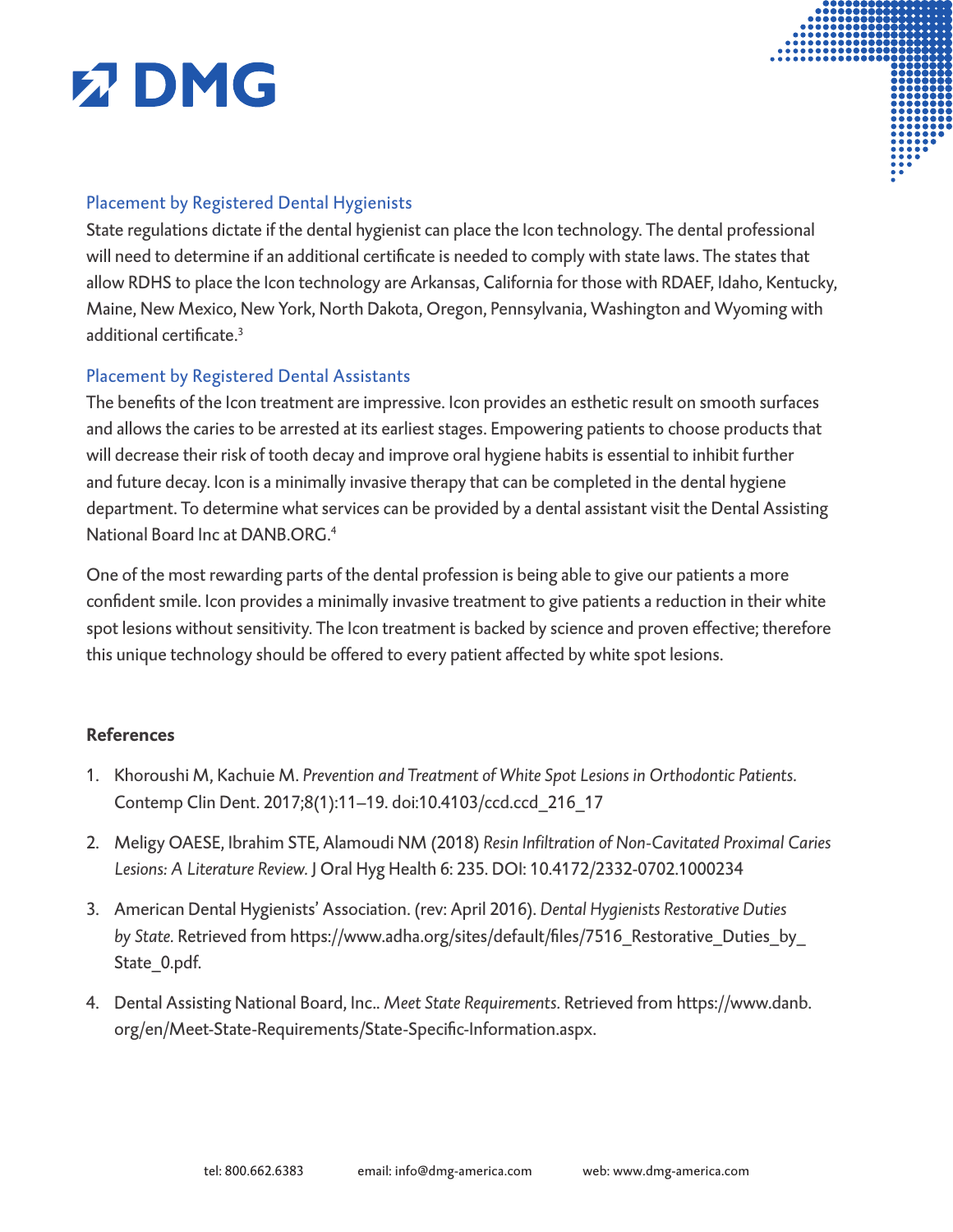## Placement by Registered Dental Hygienists

State regulations dictate if the dental hygienist can place the Icon technology. The dental professional will need to determine if an additional certificate is needed to comply with state laws. The states that allow RDHS to place the Icon technology are Arkansas, California for those with RDAEF, Idaho, Kentucky, Maine, New Mexico, New York, North Dakota, Oregon, Pennsylvania, Washington and Wyoming with additional certificate.[3]

## Placement by Registered Dental Assistants

The benefits of the Icon treatment are impressive. Icon provides an esthetic result on smooth surfaces and allows the caries to be arrested at its earliest stages. Empowering patients to choose products that will decrease their risk of tooth decay and improve oral hygiene habits is essential to inhibit further and future decay. Icon is a minimally invasive therapy that can be completed in the dental hygiene department. To determine what services can be provided by a dental assistant visit the Dental Assisting National Board Inc at DANB.ORG.[4]

One of the most rewarding parts of the dental profession is being able to give our patients a more confident smile. Icon provides a minimally invasive treatment to give patients a reduction in their white spot lesions without sensitivity. The Icon treatment is backed by science and proven effective; therefore this unique technology should be offered to every patient affected by white spot lesions.

### References

1. Khoroushi M, Kachuie M. *Prevention and Treatment of White Spot Lesions in Orthodontic Patients.* Contemp Clin Dent. 2017;8(1):11–19. doi:10.4103/ccd.ccd_216_17
2. Meligy OAESE, Ibrahim STE, Alamoudi NM (2018) *Resin Infiltration of Non-Cavitated Proximal Caries Lesions: A Literature Review.* J Oral Hyg Health 6: 235. DOI: 10.4172/2332-0702.1000234
3. American Dental Hygienists' Association. (rev: April 2016). *Dental Hygienists Restorative Duties by State.* Retrieved from https://www.adha.org/sites/default/files/7516_Restorative_Duties_by_State_0.pdf.
4. Dental Assisting National Board, Inc.. *Meet State Requirements.* Retrieved from https://www.danb.org/en/Meet-State-Requirements/State-Specific-Information.aspx.

tel: 800.662.6383 email: info@dmg-america.com web: www.dmg-america.com